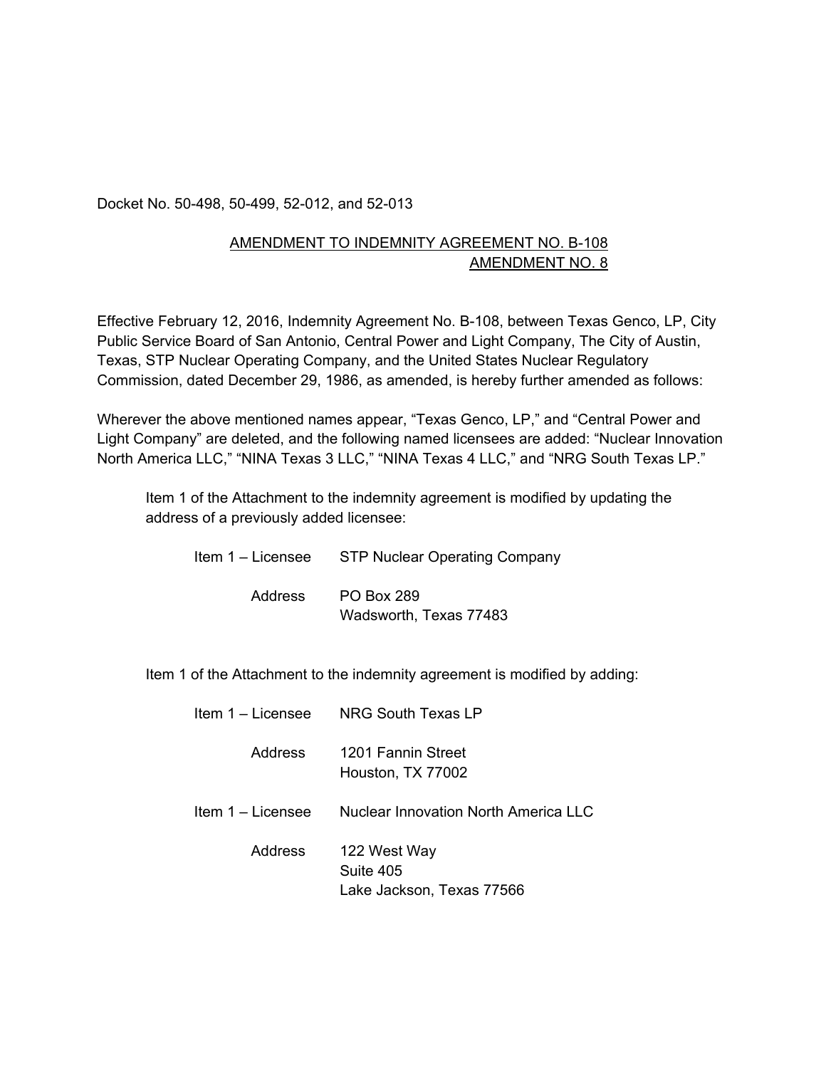Docket No. 50-498, 50-499, 52-012, and 52-013

AMENDMENT TO INDEMNITY AGREEMENT NO. B-108
AMENDMENT NO. 8

Effective February 12, 2016, Indemnity Agreement No. B-108, between Texas Genco, LP, City Public Service Board of San Antonio, Central Power and Light Company, The City of Austin, Texas, STP Nuclear Operating Company, and the United States Nuclear Regulatory Commission, dated December 29, 1986, as amended, is hereby further amended as follows:

Wherever the above mentioned names appear, "Texas Genco, LP," and "Central Power and Light Company" are deleted, and the following named licensees are added: "Nuclear Innovation North America LLC," "NINA Texas 3 LLC," "NINA Texas 4 LLC," and "NRG South Texas LP."

Item 1 of the Attachment to the indemnity agreement is modified by updating the address of a previously added licensee:

Item 1 – Licensee STP Nuclear Operating Company

Address PO Box 289
Wadsworth, Texas 77483

Item 1 of the Attachment to the indemnity agreement is modified by adding:

Item 1 – Licensee NRG South Texas LP

Address 1201 Fannin Street
Houston, TX 77002

Item 1 – Licensee Nuclear Innovation North America LLC

Address 122 West Way
Suite 405
Lake Jackson, Texas 77566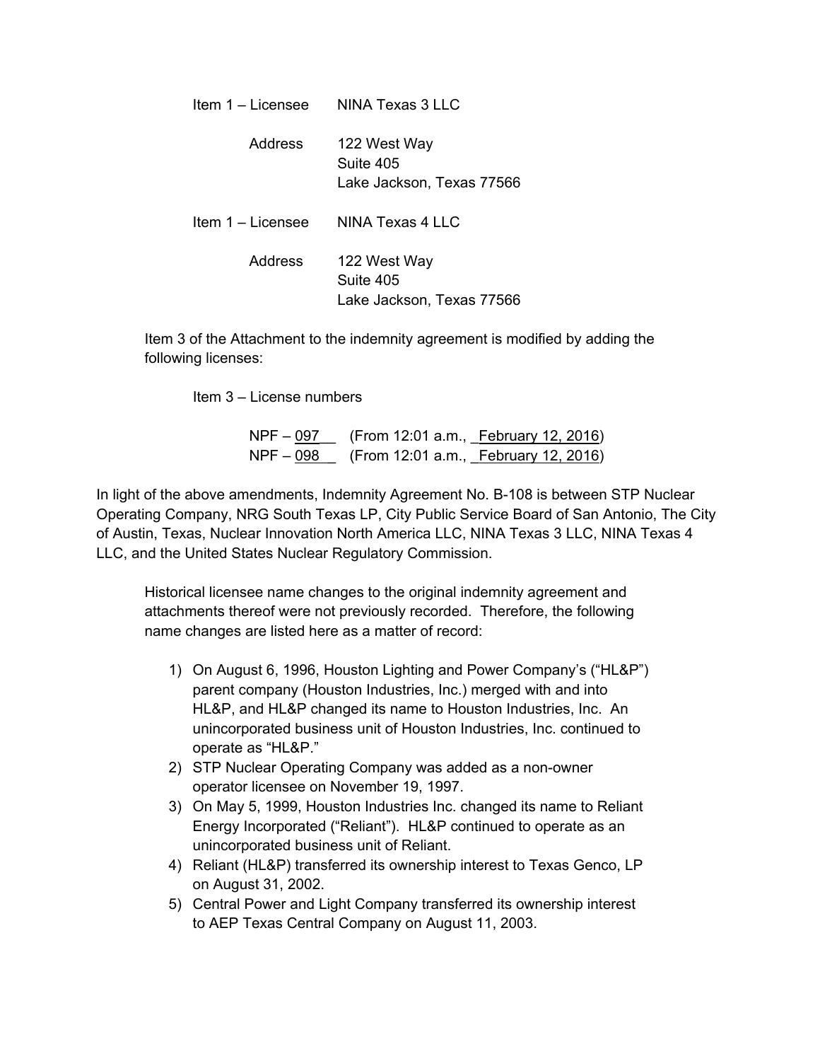Item 1 – Licensee NINA Texas 3 LLC

Address 122 West Way
Suite 405
Lake Jackson, Texas 77566

Item 1 – Licensee NINA Texas 4 LLC

Address 122 West Way
Suite 405
Lake Jackson, Texas 77566

Item 3 of the Attachment to the indemnity agreement is modified by adding the following licenses:

Item 3 – License numbers

NPF – 097 (From 12:01 a.m., February 12, 2016)
NPF – 098 (From 12:01 a.m., February 12, 2016)

In light of the above amendments, Indemnity Agreement No. B-108 is between STP Nuclear Operating Company, NRG South Texas LP, City Public Service Board of San Antonio, The City of Austin, Texas, Nuclear Innovation North America LLC, NINA Texas 3 LLC, NINA Texas 4 LLC, and the United States Nuclear Regulatory Commission.

Historical licensee name changes to the original indemnity agreement and attachments thereof were not previously recorded. Therefore, the following name changes are listed here as a matter of record:

1) On August 6, 1996, Houston Lighting and Power Company's ("HL&P") parent company (Houston Industries, Inc.) merged with and into HL&P, and HL&P changed its name to Houston Industries, Inc. An unincorporated business unit of Houston Industries, Inc. continued to operate as "HL&P."
2) STP Nuclear Operating Company was added as a non-owner operator licensee on November 19, 1997.
3) On May 5, 1999, Houston Industries Inc. changed its name to Reliant Energy Incorporated ("Reliant"). HL&P continued to operate as an unincorporated business unit of Reliant.
4) Reliant (HL&P) transferred its ownership interest to Texas Genco, LP on August 31, 2002.
5) Central Power and Light Company transferred its ownership interest to AEP Texas Central Company on August 11, 2003.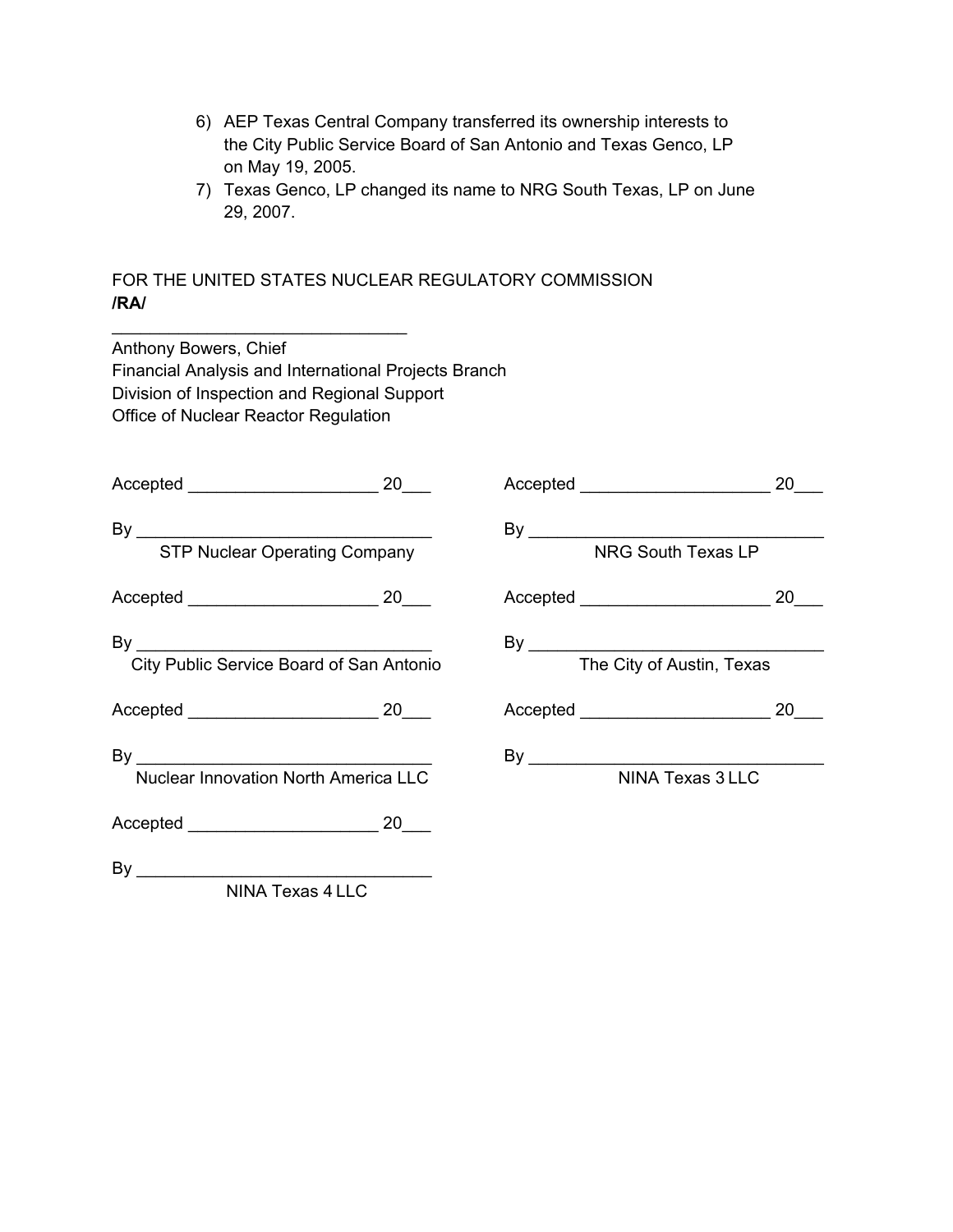6) AEP Texas Central Company transferred its ownership interests to the City Public Service Board of San Antonio and Texas Genco, LP on May 19, 2005.
7) Texas Genco, LP changed its name to NRG South Texas, LP on June 29, 2007.

FOR THE UNITED STATES NUCLEAR REGULATORY COMMISSION
**/RA/**

________________________________
Anthony Bowers, Chief
Financial Analysis and International Projects Branch
Division of Inspection and Regional Support
Office of Nuclear Reactor Regulation

Accepted ____________________ 20___

By ________________________________
STP Nuclear Operating Company

Accepted ____________________ 20___

By ________________________________
NRG South Texas LP

Accepted ____________________ 20___

By ________________________________
City Public Service Board of San Antonio

Accepted ____________________ 20___

By ________________________________
The City of Austin, Texas

Accepted ____________________ 20___

By ________________________________
Nuclear Innovation North America LLC

Accepted ____________________ 20___

By ________________________________
NINA Texas 3 LLC

Accepted ____________________ 20___

By ________________________________
NINA Texas 4 LLC